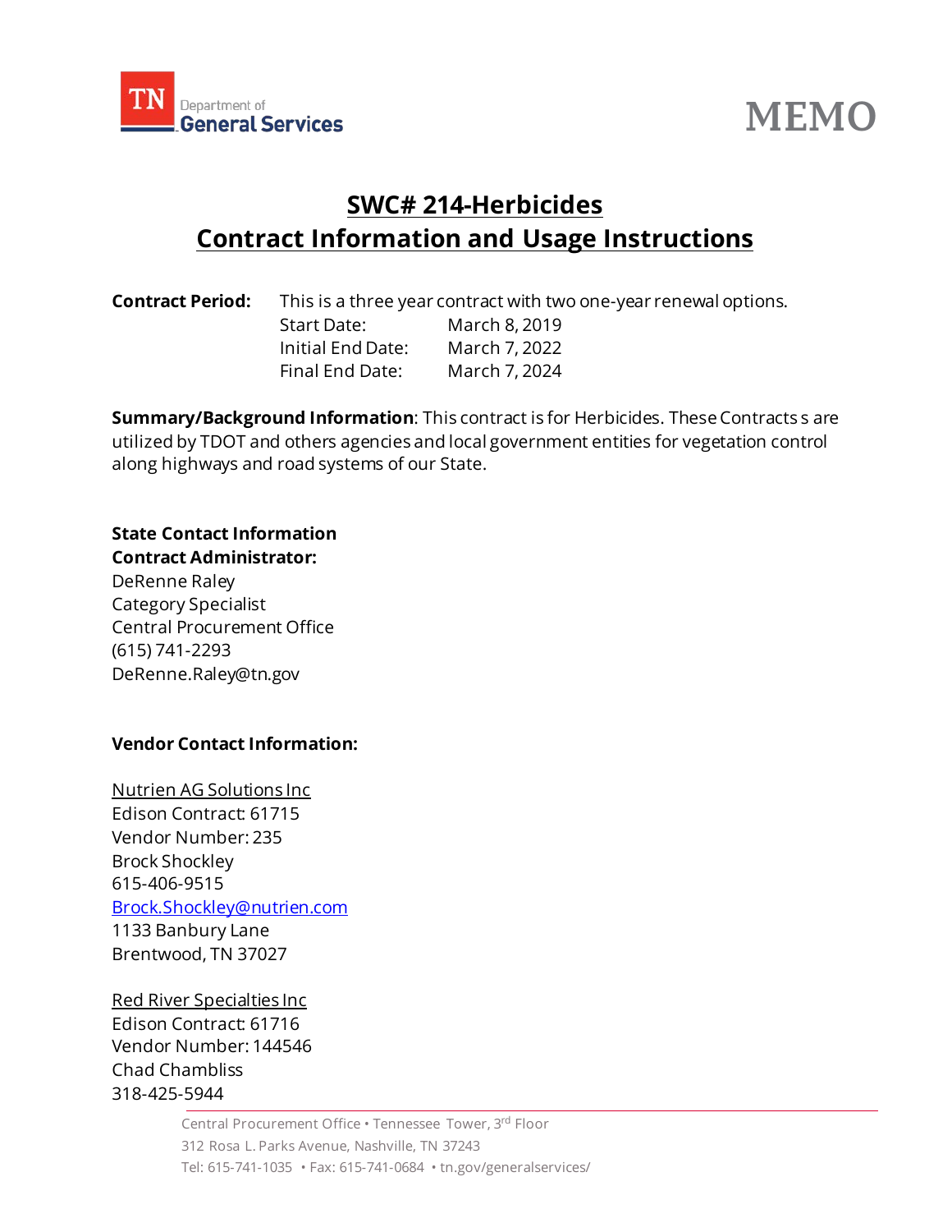TN Department of General Services

# MEMO

## SWC# 214-Herbicides
## Contract Information and Usage Instructions

**Contract Period:** This is a three year contract with two one-year renewal options.

| | |
|---|---|
| Start Date: | March 8, 2019 |
| Initial End Date: | March 7, 2022 |
| Final End Date: | March 7, 2024 |

**Summary/Background Information**: This contract is for Herbicides. These Contracts s are utilized by TDOT and others agencies and local government entities for vegetation control along highways and road systems of our State.

**State Contact Information**
**Contract Administrator:**
DeRenne Raley
Category Specialist
Central Procurement Office
(615) 741-2293
DeRenne.Raley@tn.gov

**Vendor Contact Information:**

Nutrien AG Solutions Inc
Edison Contract: 61715
Vendor Number: 235
Brock Shockley
615-406-9515
Brock.Shockley@nutrien.com
1133 Banbury Lane
Brentwood, TN 37027

Red River Specialties Inc
Edison Contract: 61716
Vendor Number: 144546
Chad Chambliss
318-425-5944

Central Procurement Office • Tennessee Tower, 3rd Floor
312 Rosa L. Parks Avenue, Nashville, TN 37243
Tel: 615-741-1035 • Fax: 615-741-0684 • tn.gov/generalservices/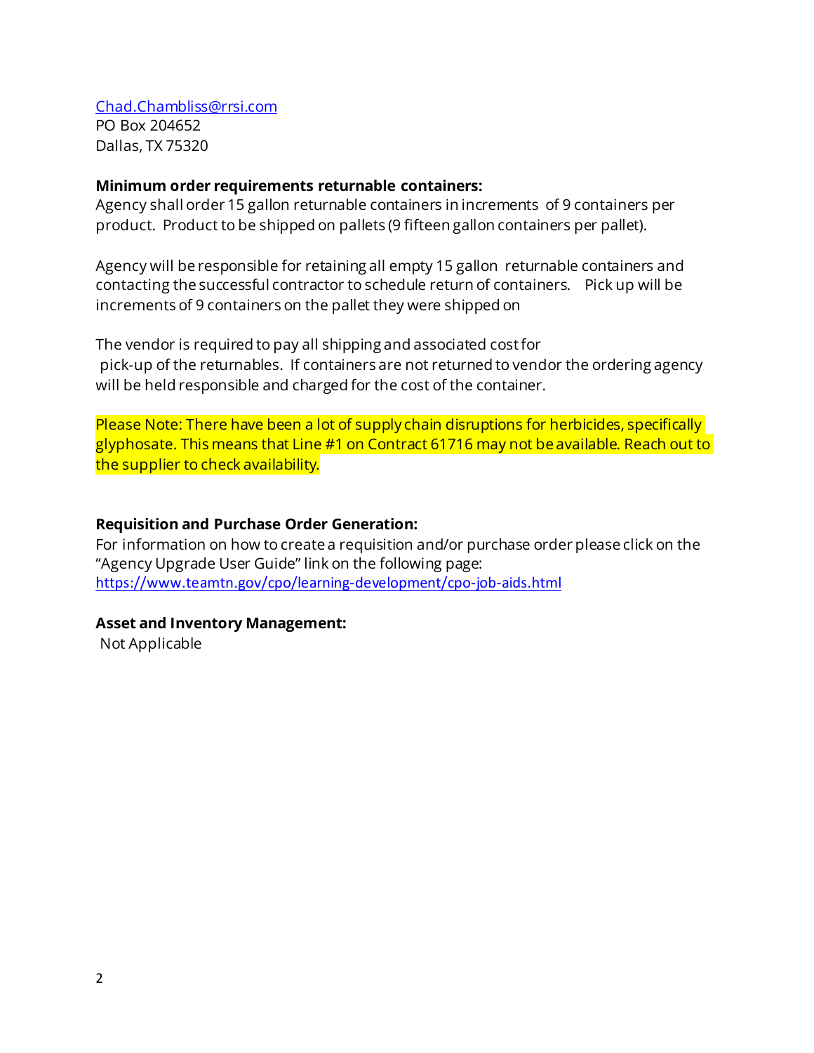Chad.Chambliss@rrsi.com
PO Box 204652
Dallas, TX 75320

**Minimum order requirements returnable containers:**
Agency shall order 15 gallon returnable containers in increments of 9 containers per product. Product to be shipped on pallets (9 fifteen gallon containers per pallet).

Agency will be responsible for retaining all empty 15 gallon returnable containers and contacting the successful contractor to schedule return of containers. Pick up will be increments of 9 containers on the pallet they were shipped on

The vendor is required to pay all shipping and associated cost for pick-up of the returnables. If containers are not returned to vendor the ordering agency will be held responsible and charged for the cost of the container.

Please Note: There have been a lot of supply chain disruptions for herbicides, specifically glyphosate. This means that Line #1 on Contract 61716 may not be available. Reach out to the supplier to check availability.

**Requisition and Purchase Order Generation:**
For information on how to create a requisition and/or purchase order please click on the "Agency Upgrade User Guide" link on the following page:
https://www.teamtn.gov/cpo/learning-development/cpo-job-aids.html

**Asset and Inventory Management:**
Not Applicable